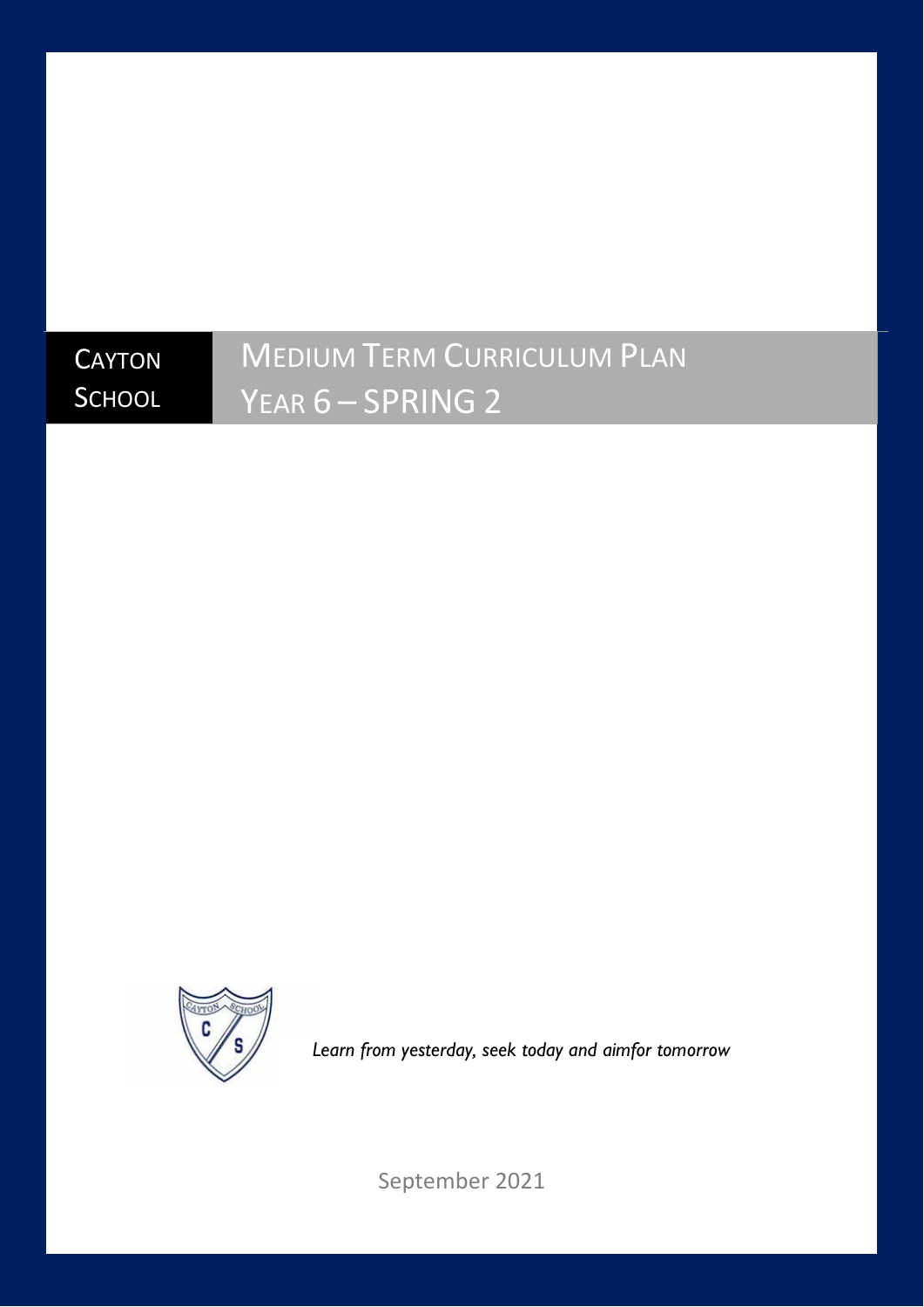CAYTON SCHOOL

# MEDIUM TERM CURRICULUM PLAN
# YEAR 6 – SPRING 2

*Learn from yesterday, seek today and aimfor tomorrow*

September 2021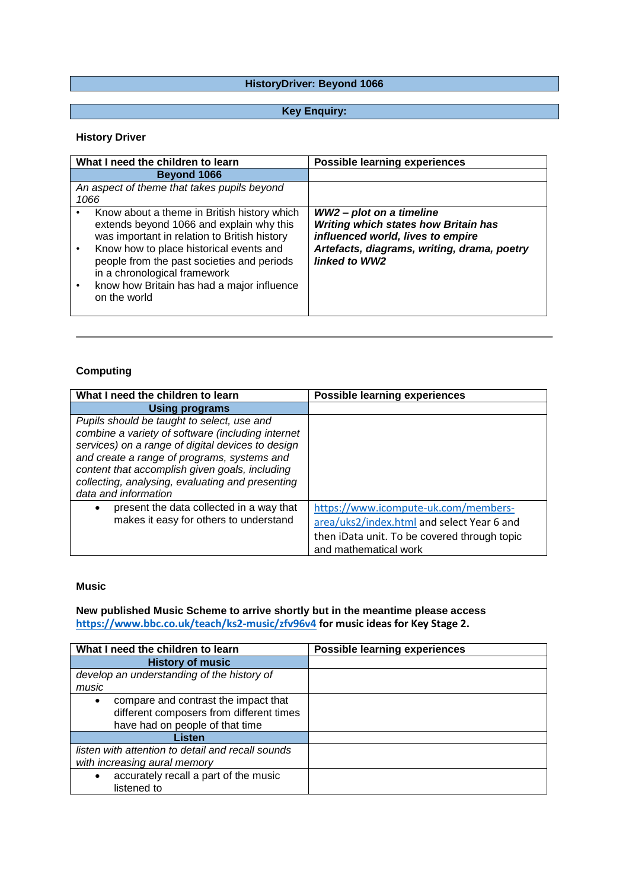| HistoryDriver: Beyond 1066 |
|---|

| Key Enquiry: |
|---|

**History Driver**

| What I need the children to learn | Possible learning experiences |
|---|---|
| **Beyond 1066** | |
| *An aspect of theme that takes pupils beyond 1066* | |
| • Know about a theme in British history which extends beyond 1066 and explain why this was important in relation to British history<br>• Know how to place historical events and people from the past societies and periods in a chronological framework<br>• know how Britain has had a major influence on the world | ***WW2 – plot on a timeline***<br>***Writing which states how Britain has influenced world, lives to empire***<br>***Artefacts, diagrams, writing, drama, poetry linked to WW2*** |

---

**Computing**

| What I need the children to learn | Possible learning experiences |
|---|---|
| **Using programs** | |
| *Pupils should be taught to select, use and combine a variety of software (including internet services) on a range of digital devices to design and create a range of programs, systems and content that accomplish given goals, including collecting, analysing, evaluating and presenting data and information* | |
| • present the data collected in a way that makes it easy for others to understand | https://www.icompute-uk.com/members-area/uks2/index.html and select Year 6 and then iData unit. To be covered through topic and mathematical work |

**Music**

**New published Music Scheme to arrive shortly but in the meantime please access https://www.bbc.co.uk/teach/ks2-music/zfv96v4 for music ideas for Key Stage 2.**

| What I need the children to learn | Possible learning experiences |
|---|---|
| **History of music** | |
| *develop an understanding of the history of music* | |
| • compare and contrast the impact that different composers from different times have had on people of that time | |
| **Listen** | |
| *listen with attention to detail and recall sounds with increasing aural memory* | |
| • accurately recall a part of the music listened to | |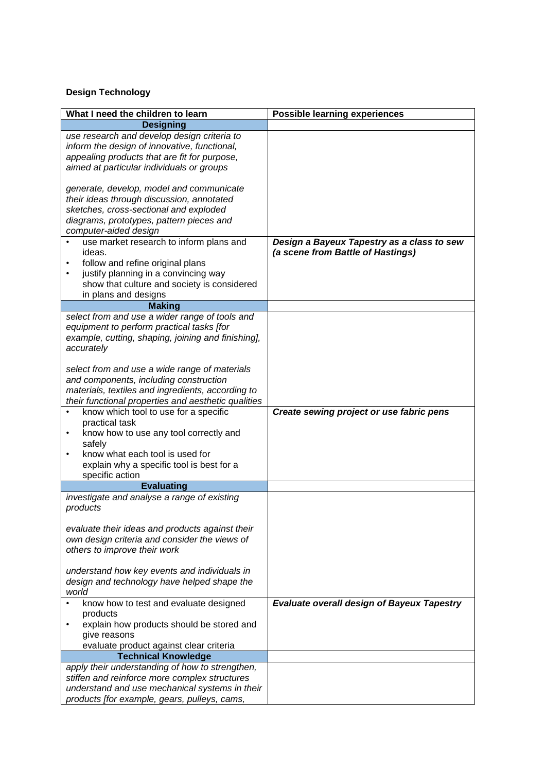**Design Technology**

| What I need the children to learn | Possible learning experiences |
|---|---|
| **Designing** | |
| *use research and develop design criteria to inform the design of innovative, functional, appealing products that are fit for purpose, aimed at particular individuals or groups*<br><br>*generate, develop, model and communicate their ideas through discussion, annotated sketches, cross-sectional and exploded diagrams, prototypes, pattern pieces and computer-aided design* | |
| • use market research to inform plans and ideas.<br>• follow and refine original plans<br>• justify planning in a convincing way show that culture and society is considered in plans and designs | ***Design a Bayeux Tapestry as a class to sew (a scene from Battle of Hastings)*** |
| **Making** | |
| *select from and use a wider range of tools and equipment to perform practical tasks [for example, cutting, shaping, joining and finishing], accurately*<br><br>*select from and use a wide range of materials and components, including construction materials, textiles and ingredients, according to their functional properties and aesthetic qualities* | |
| • know which tool to use for a specific practical task<br>• know how to use any tool correctly and safely<br>• know what each tool is used for explain why a specific tool is best for a specific action | ***Create sewing project or use fabric pens*** |
| **Evaluating** | |
| *investigate and analyse a range of existing products*<br><br>*evaluate their ideas and products against their own design criteria and consider the views of others to improve their work*<br><br>*understand how key events and individuals in design and technology have helped shape the world* | |
| • know how to test and evaluate designed products<br>• explain how products should be stored and give reasons evaluate product against clear criteria | ***Evaluate overall design of Bayeux Tapestry*** |
| **Technical Knowledge** | |
| *apply their understanding of how to strengthen, stiffen and reinforce more complex structures*<br>*understand and use mechanical systems in their products [for example, gears, pulleys, cams,* | |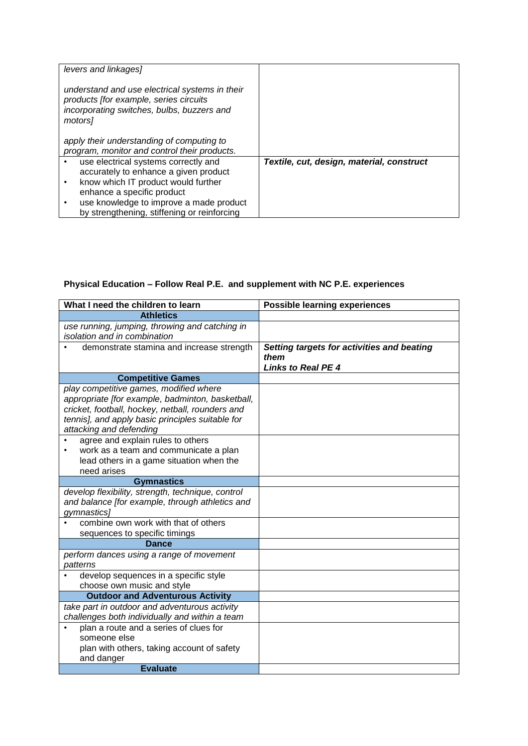| | |
|---|---|
| *levers and linkages]*<br><br>*understand and use electrical systems in their products [for example, series circuits incorporating switches, bulbs, buzzers and motors]*<br><br>*apply their understanding of computing to program, monitor and control their products.* | |
| • use electrical systems correctly and accurately to enhance a given product<br>• know which IT product would further enhance a specific product<br>• use knowledge to improve a made product by strengthening, stiffening or reinforcing | ***Textile, cut, design, material, construct*** |

**Physical Education – Follow Real P.E. and supplement with NC P.E. experiences**

| What I need the children to learn | Possible learning experiences |
|---|---|
| **Athletics** | |
| *use running, jumping, throwing and catching in isolation and in combination* | |
| • demonstrate stamina and increase strength | ***Setting targets for activities and beating them***<br>***Links to Real PE 4*** |
| **Competitive Games** | |
| *play competitive games, modified where appropriate [for example, badminton, basketball, cricket, football, hockey, netball, rounders and tennis], and apply basic principles suitable for attacking and defending* | |
| • agree and explain rules to others<br>• work as a team and communicate a plan lead others in a game situation when the need arises | |
| **Gymnastics** | |
| *develop flexibility, strength, technique, control and balance [for example, through athletics and gymnastics]* | |
| • combine own work with that of others sequences to specific timings | |
| **Dance** | |
| *perform dances using a range of movement patterns* | |
| • develop sequences in a specific style choose own music and style | |
| **Outdoor and Adventurous Activity** | |
| *take part in outdoor and adventurous activity challenges both individually and within a team* | |
| • plan a route and a series of clues for someone else plan with others, taking account of safety and danger | |
| **Evaluate** | |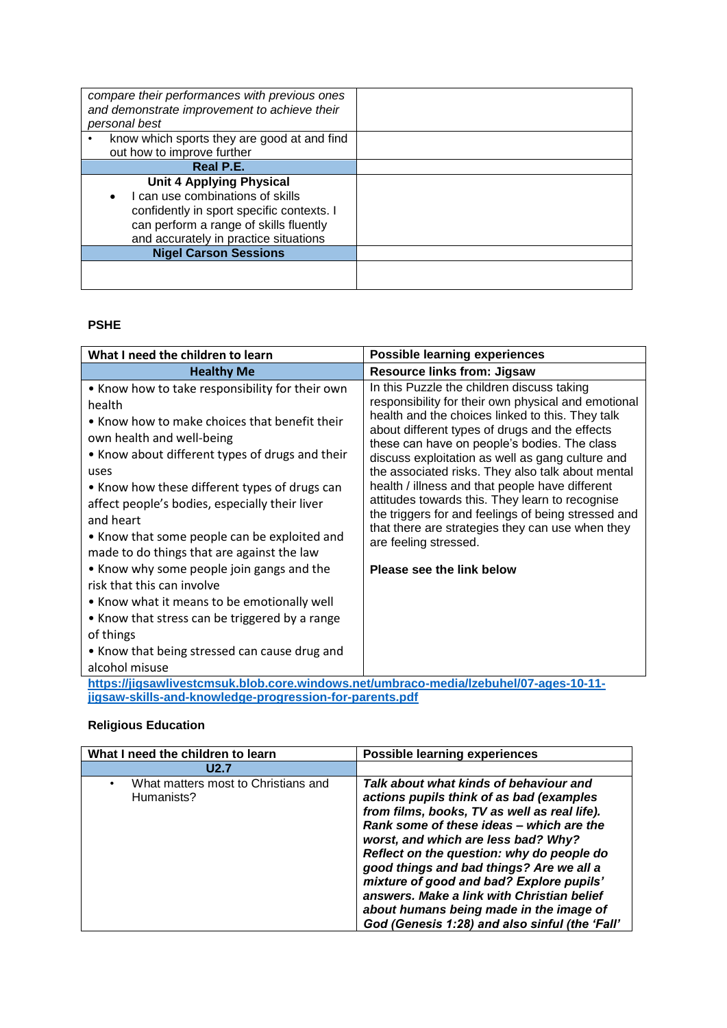| | |
|---|---|
| *compare their performances with previous ones and demonstrate improvement to achieve their personal best* | |
| • know which sports they are good at and find out how to improve further | |
| **Real P.E.** | |
| **Unit 4 Applying Physical**<br>• I can use combinations of skills confidently in sport specific contexts. I can perform a range of skills fluently and accurately in practice situations | |
| **Nigel Carson Sessions** | |
| | |

**PSHE**

| What I need the children to learn | Possible learning experiences |
|---|---|
| **Healthy Me** | **Resource links from: Jigsaw** |
| • Know how to take responsibility for their own health<br>• Know how to make choices that benefit their own health and well-being<br>• Know about different types of drugs and their uses<br>• Know how these different types of drugs can affect people's bodies, especially their liver and heart<br>• Know that some people can be exploited and made to do things that are against the law<br>• Know why some people join gangs and the risk that this can involve<br>• Know what it means to be emotionally well<br>• Know that stress can be triggered by a range of things<br>• Know that being stressed can cause drug and alcohol misuse | In this Puzzle the children discuss taking responsibility for their own physical and emotional health and the choices linked to this. They talk about different types of drugs and the effects these can have on people's bodies. The class discuss exploitation as well as gang culture and the associated risks. They also talk about mental health / illness and that people have different attitudes towards this. They learn to recognise the triggers for and feelings of being stressed and that there are strategies they can use when they are feeling stressed.<br><br>**Please see the link below** |

**https://jigsawlivestcmsuk.blob.core.windows.net/umbraco-media/lzebuhel/07-ages-10-11-jigsaw-skills-and-knowledge-progression-for-parents.pdf**

**Religious Education**

| What I need the children to learn | Possible learning experiences |
|---|---|
| **U2.7** | |
| • What matters most to Christians and Humanists? | ***Talk about what kinds of behaviour and actions pupils think of as bad (examples from films, books, TV as well as real life). Rank some of these ideas – which are the worst, and which are less bad? Why? Reflect on the question: why do people do good things and bad things? Are we all a mixture of good and bad? Explore pupils' answers. Make a link with Christian belief about humans being made in the image of God (Genesis 1:28) and also sinful (the 'Fall'*** |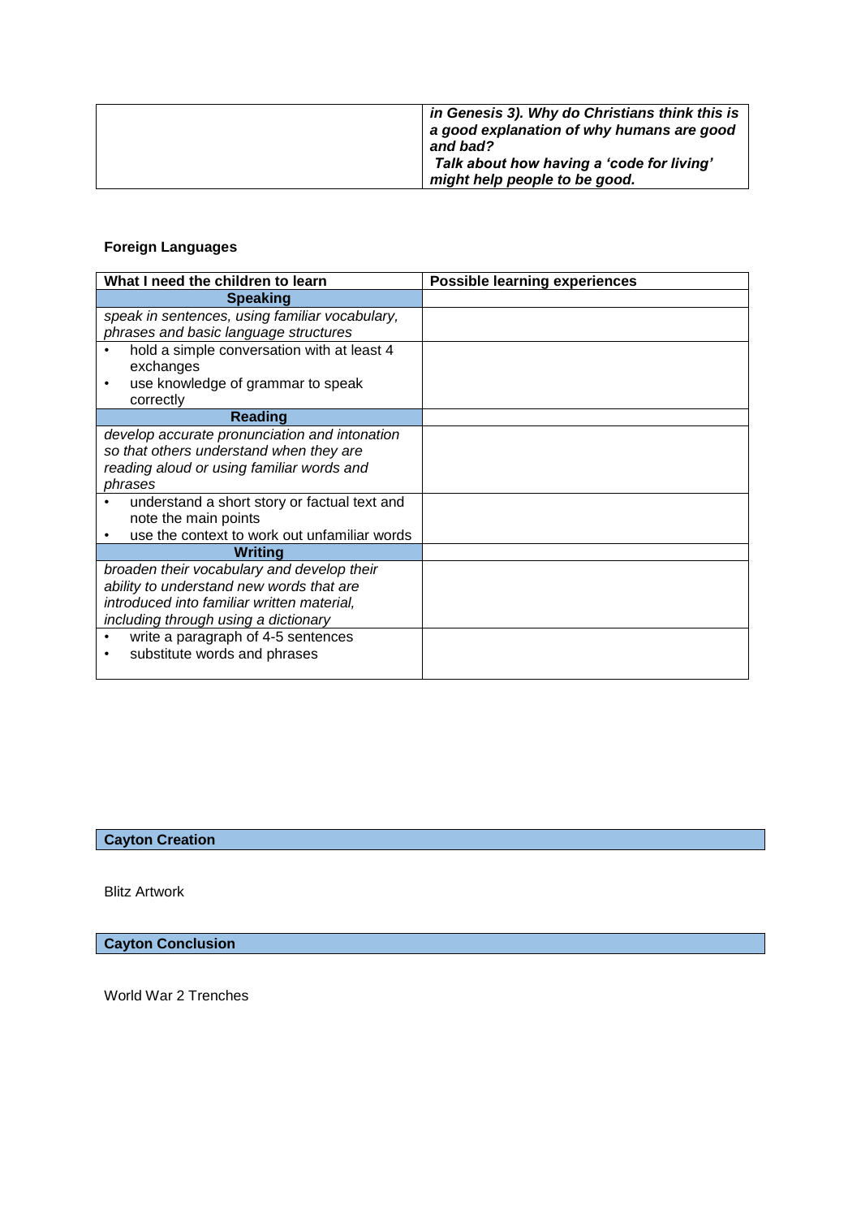| | ***in Genesis 3). Why do Christians think this is a good explanation of why humans are good and bad?*** ***Talk about how having a 'code for living' might help people to be good.*** |
|---|---|

**Foreign Languages**

| What I need the children to learn | Possible learning experiences |
|---|---|
| **Speaking** | |
| *speak in sentences, using familiar vocabulary, phrases and basic language structures* | |
| • hold a simple conversation with at least 4 exchanges<br>• use knowledge of grammar to speak correctly | |
| **Reading** | |
| *develop accurate pronunciation and intonation so that others understand when they are reading aloud or using familiar words and phrases* | |
| • understand a short story or factual text and note the main points<br>• use the context to work out unfamiliar words | |
| **Writing** | |
| *broaden their vocabulary and develop their ability to understand new words that are introduced into familiar written material, including through using a dictionary* | |
| • write a paragraph of 4-5 sentences<br>• substitute words and phrases | |

**Cayton Creation**

Blitz Artwork

**Cayton Conclusion**

World War 2 Trenches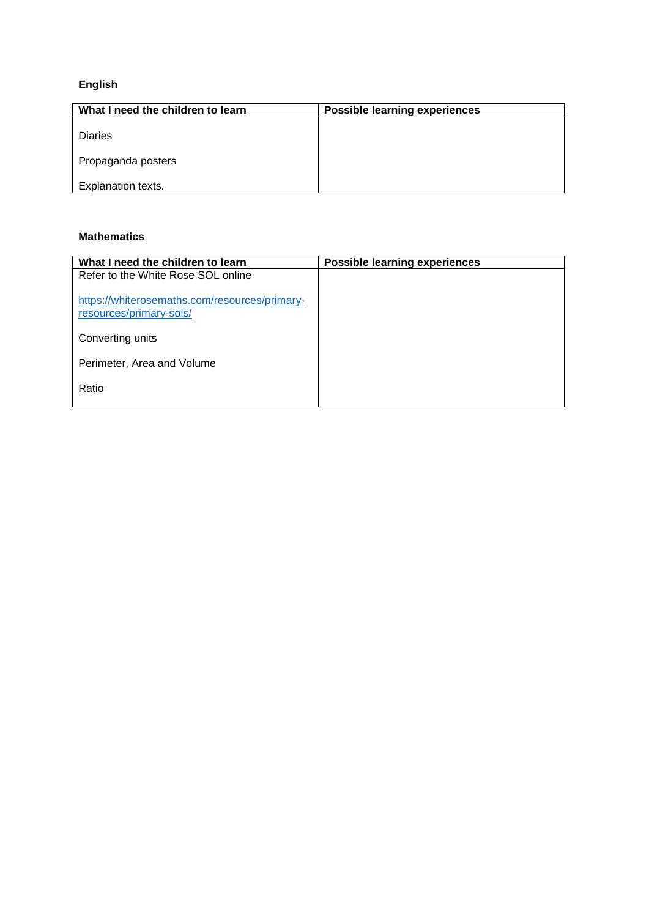**English**

| What I need the children to learn | Possible learning experiences |
| --- | --- |
| Diaries<br><br>Propaganda posters<br><br>Explanation texts. | |

**Mathematics**

| What I need the children to learn | Possible learning experiences |
| --- | --- |
| Refer to the White Rose SOL online<br><br>[https://whiterosemaths.com/resources/primary-resources/primary-sols/](https://whiterosemaths.com/resources/primary-resources/primary-sols/)<br><br>Converting units<br><br>Perimeter, Area and Volume<br><br>Ratio | |